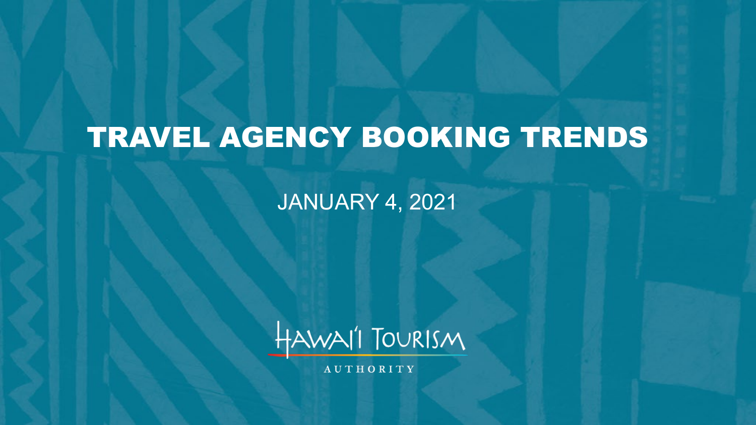# TRAVEL AGENCY BOOKING TRENDS

JANUARY 4, 2021

HAWAI'I TOURISM AUTHORITY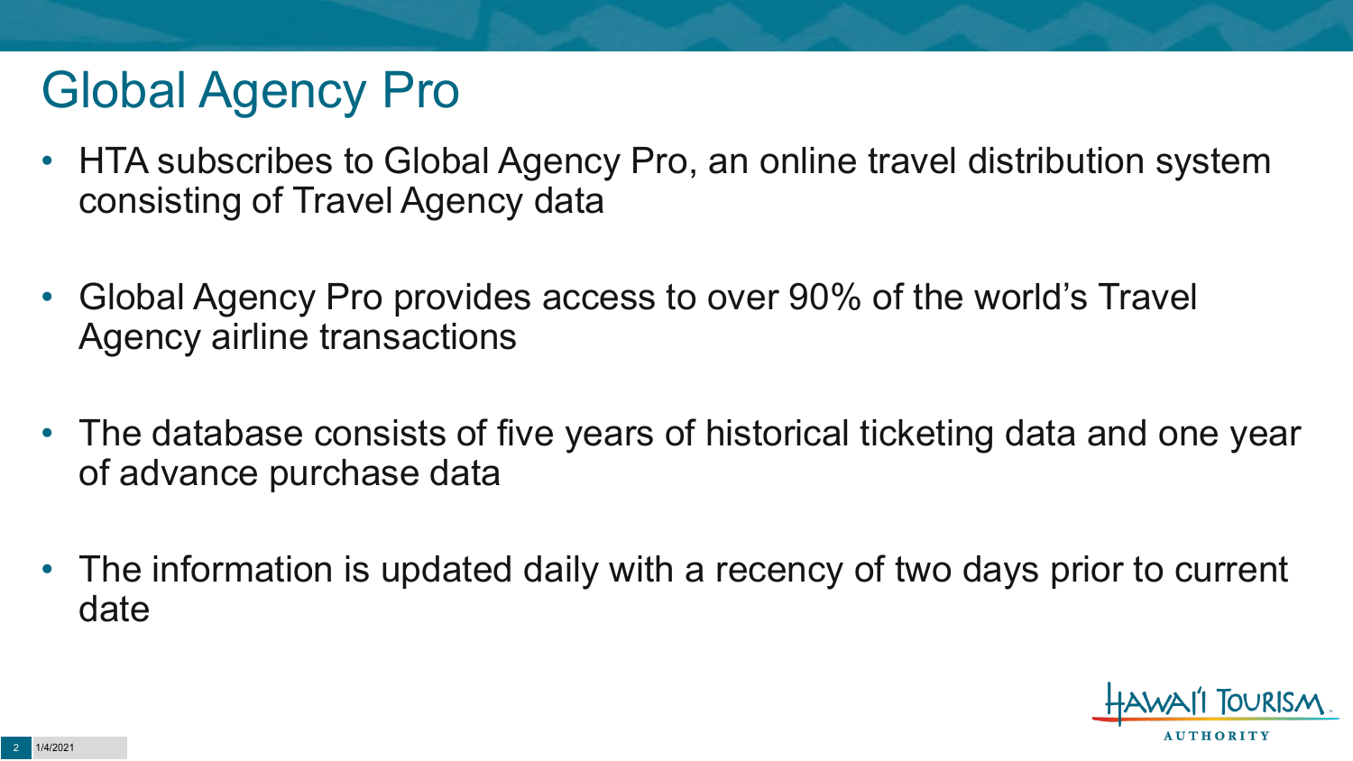# Global Agency Pro

- HTA subscribes to Global Agency Pro, an online travel distribution system consisting of Travel Agency data
- Global Agency Pro provides access to over 90% of the world's Travel Agency airline transactions
- The database consists of five years of historical ticketing data and one year of advance purchase data
- The information is updated daily with a recency of two days prior to current date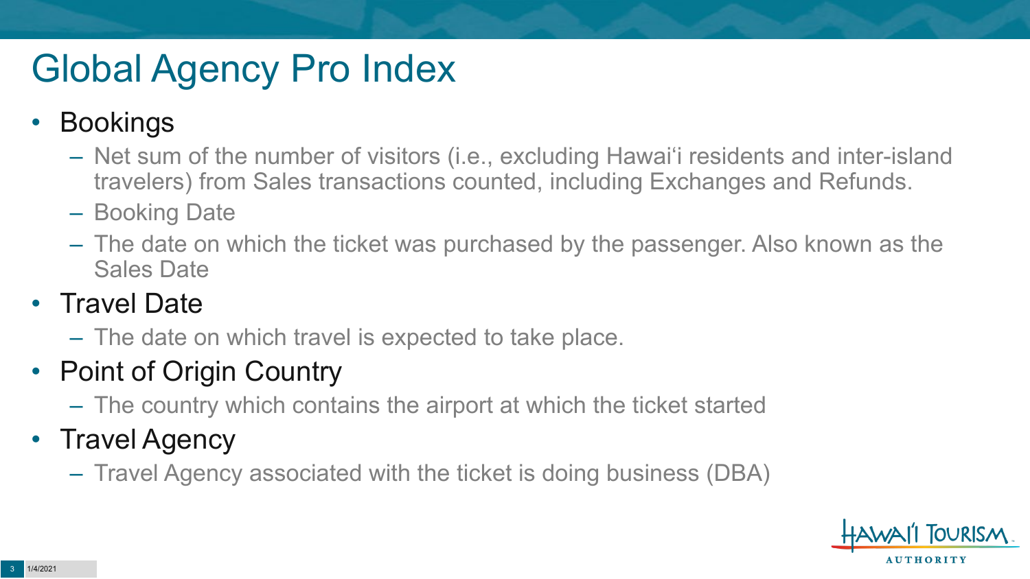# Global Agency Pro Index

- Bookings
  - Net sum of the number of visitors (i.e., excluding Hawai'i residents and inter-island travelers) from Sales transactions counted, including Exchanges and Refunds.
  - Booking Date
  - The date on which the ticket was purchased by the passenger. Also known as the Sales Date
- Travel Date
  - The date on which travel is expected to take place.
- Point of Origin Country
  - The country which contains the airport at which the ticket started
- Travel Agency
  - Travel Agency associated with the ticket is doing business (DBA)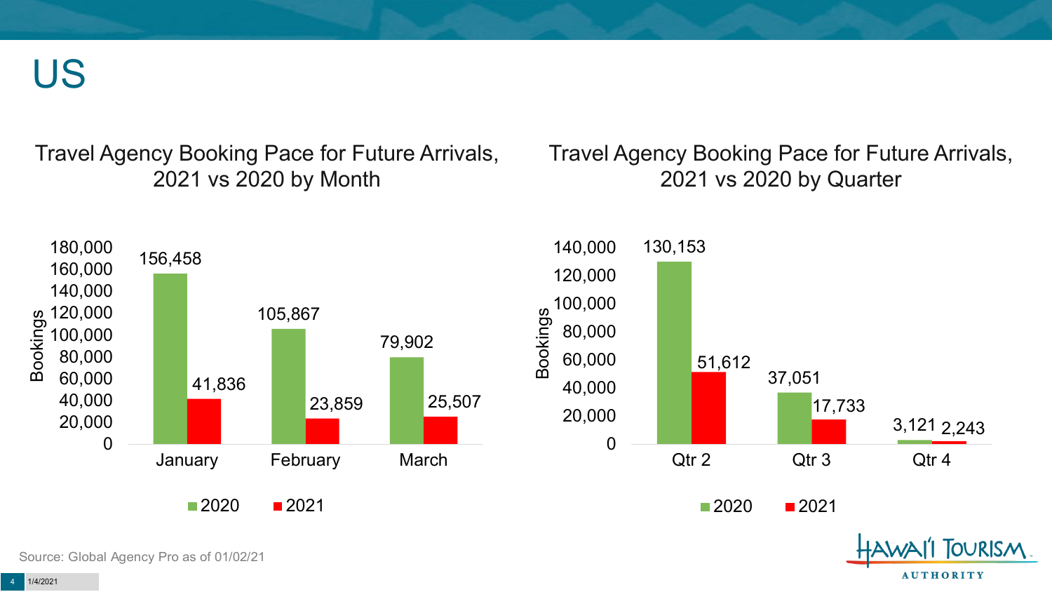# US

## Travel Agency Booking Pace for Future Arrivals, 2021 vs 2020 by Month

| Month | 2020 | 2021 |
|---|---|---|
| January | 156,458 | 41,836 |
| February | 105,867 | 23,859 |
| March | 79,902 | 25,507 |

## Travel Agency Booking Pace for Future Arrivals, 2021 vs 2020 by Quarter

| Quarter | 2020 | 2021 |
|---|---|---|
| Qtr 2 | 130,153 | 51,612 |
| Qtr 3 | 37,051 | 17,733 |
| Qtr 4 | 3,121 | 2,243 |

Source: Global Agency Pro as of 01/02/21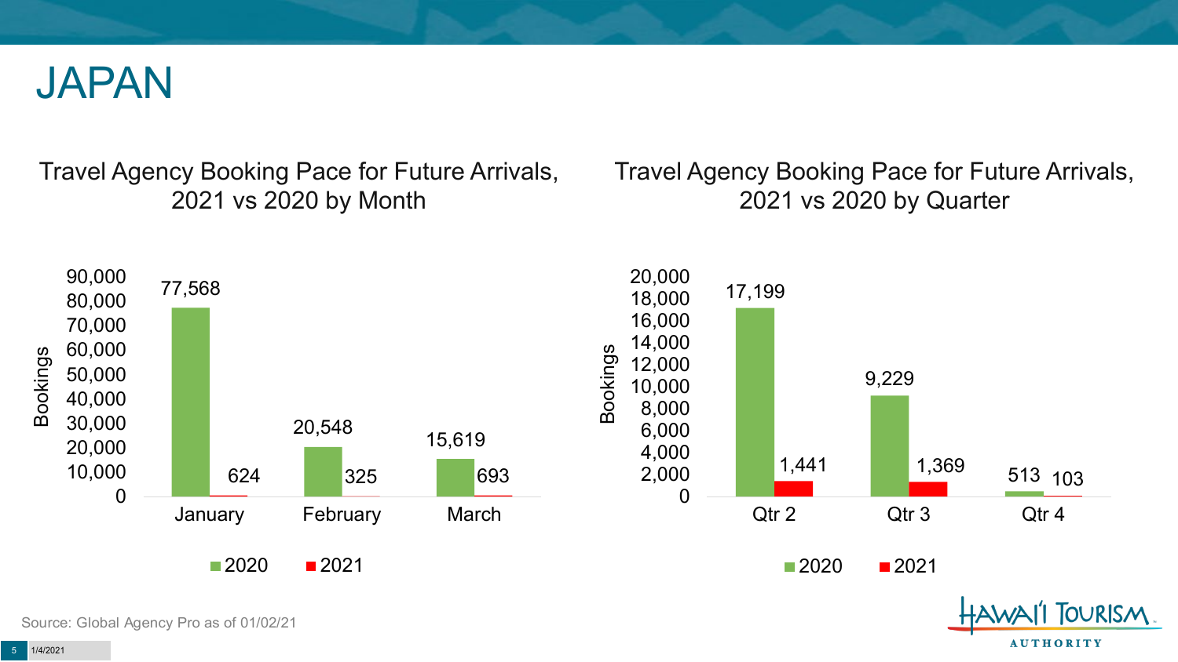# JAPAN

## Travel Agency Booking Pace for Future Arrivals, 2021 vs 2020 by Month

| Month | 2020 | 2021 |
| --- | --- | --- |
| January | 77,568 | 624 |
| February | 20,548 | 325 |
| March | 15,619 | 693 |

## Travel Agency Booking Pace for Future Arrivals, 2021 vs 2020 by Quarter

| Quarter | 2020 | 2021 |
| --- | --- | --- |
| Qtr 2 | 17,199 | 1,441 |
| Qtr 3 | 9,229 | 1,369 |
| Qtr 4 | 513 | 103 |

Source: Global Agency Pro as of 01/02/21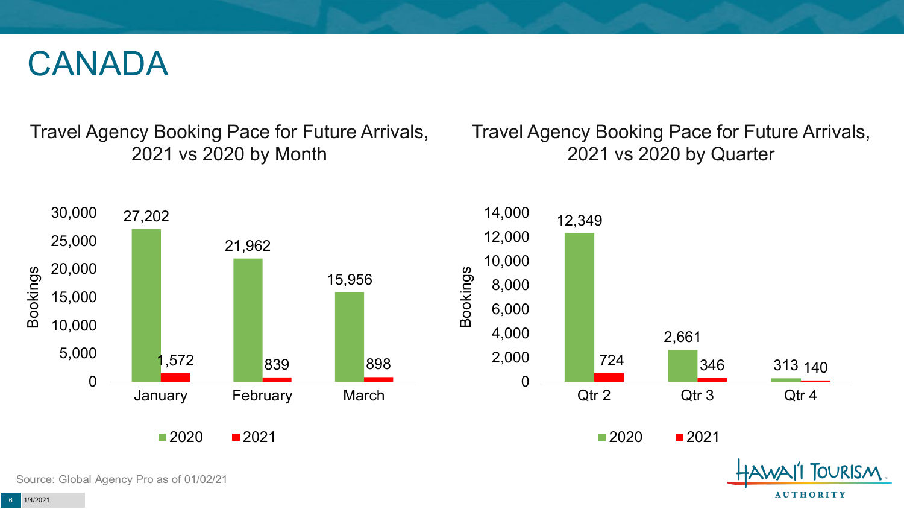# CANADA

## Travel Agency Booking Pace for Future Arrivals, 2021 vs 2020 by Month

| Month | 2020 | 2021 |
| --- | --- | --- |
| January | 27,202 | 1,572 |
| February | 21,962 | 839 |
| March | 15,956 | 898 |

## Travel Agency Booking Pace for Future Arrivals, 2021 vs 2020 by Quarter

| Quarter | 2020 | 2021 |
| --- | --- | --- |
| Qtr 2 | 12,349 | 724 |
| Qtr 3 | 2,661 | 346 |
| Qtr 4 | 313 | 140 |

Source: Global Agency Pro as of 01/02/21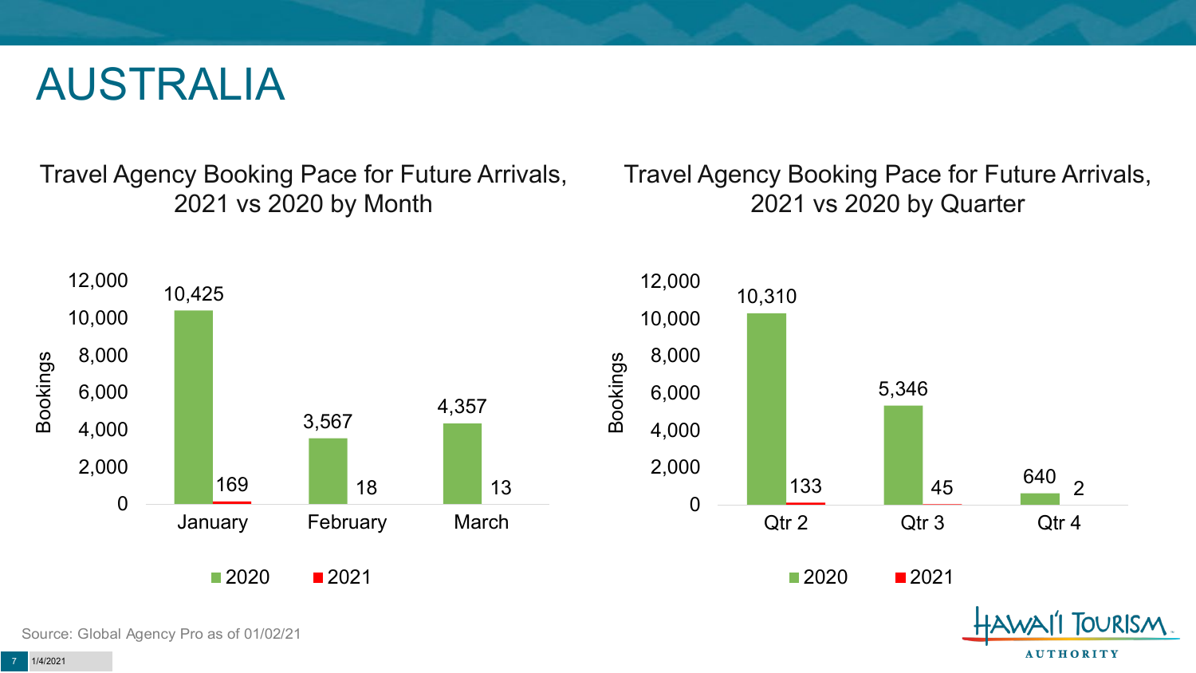# AUSTRALIA

## Travel Agency Booking Pace for Future Arrivals, 2021 vs 2020 by Month

| Month | 2020 | 2021 |
| --- | --- | --- |
| January | 10,425 | 169 |
| February | 3,567 | 18 |
| March | 4,357 | 13 |

## Travel Agency Booking Pace for Future Arrivals, 2021 vs 2020 by Quarter

| Quarter | 2020 | 2021 |
| --- | --- | --- |
| Qtr 2 | 10,310 | 133 |
| Qtr 3 | 5,346 | 45 |
| Qtr 4 | 640 | 2 |

Source: Global Agency Pro as of 01/02/21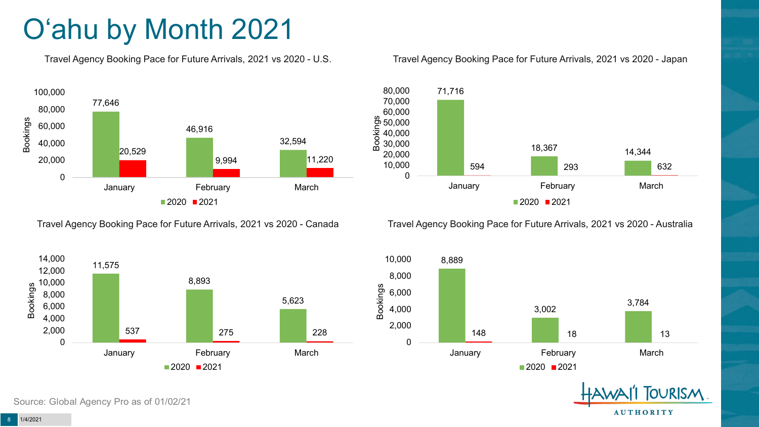# O'ahu by Month 2021

Travel Agency Booking Pace for Future Arrivals, 2021 vs 2020 - U.S.

| Month | 2020 | 2021 |
|---|---|---|
| January | 77,646 | 20,529 |
| February | 46,916 | 9,994 |
| March | 32,594 | 11,220 |

Travel Agency Booking Pace for Future Arrivals, 2021 vs 2020 - Japan

| Month | 2020 | 2021 |
|---|---|---|
| January | 71,716 | 594 |
| February | 18,367 | 293 |
| March | 14,344 | 632 |

Travel Agency Booking Pace for Future Arrivals, 2021 vs 2020 - Canada

| Month | 2020 | 2021 |
|---|---|---|
| January | 11,575 | 537 |
| February | 8,893 | 275 |
| March | 5,623 | 228 |

Travel Agency Booking Pace for Future Arrivals, 2021 vs 2020 - Australia

| Month | 2020 | 2021 |
|---|---|---|
| January | 8,889 | 148 |
| February | 3,002 | 18 |
| March | 3,784 | 13 |

Source: Global Agency Pro as of 01/02/21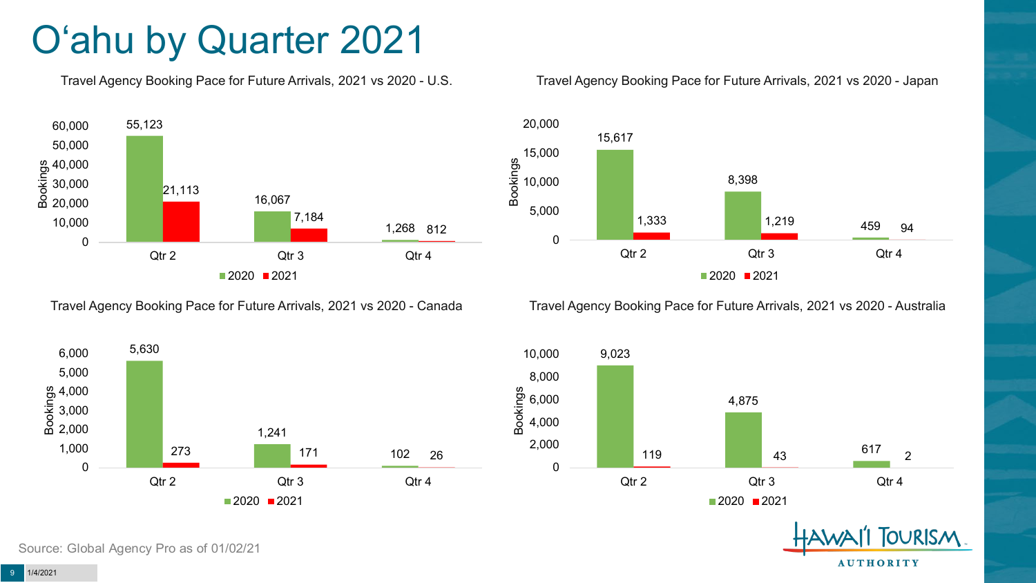# O'ahu by Quarter 2021

**Travel Agency Booking Pace for Future Arrivals, 2021 vs 2020 - U.S.**

| Quarter | 2020 | 2021 |
|---|---|---|
| Qtr 2 | 55,123 | 21,113 |
| Qtr 3 | 16,067 | 7,184 |
| Qtr 4 | 1,268 | 812 |

**Travel Agency Booking Pace for Future Arrivals, 2021 vs 2020 - Japan**

| Quarter | 2020 | 2021 |
|---|---|---|
| Qtr 2 | 15,617 | 1,333 |
| Qtr 3 | 8,398 | 1,219 |
| Qtr 4 | 459 | 94 |

**Travel Agency Booking Pace for Future Arrivals, 2021 vs 2020 - Canada**

| Quarter | 2020 | 2021 |
|---|---|---|
| Qtr 2 | 5,630 | 273 |
| Qtr 3 | 1,241 | 171 |
| Qtr 4 | 102 | 26 |

**Travel Agency Booking Pace for Future Arrivals, 2021 vs 2020 - Australia**

| Quarter | 2020 | 2021 |
|---|---|---|
| Qtr 2 | 9,023 | 119 |
| Qtr 3 | 4,875 | 43 |
| Qtr 4 | 617 | 2 |

Source: Global Agency Pro as of 01/02/21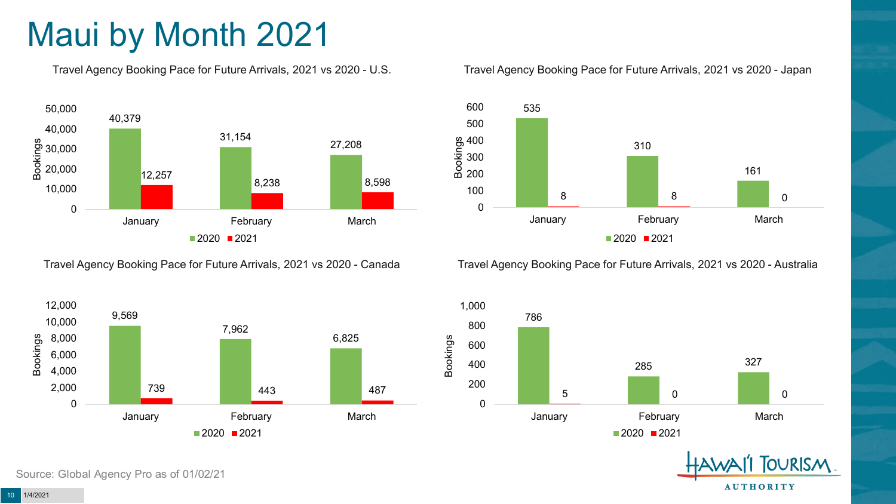# Maui by Month 2021

### Travel Agency Booking Pace for Future Arrivals, 2021 vs 2020 - U.S.

| Month | 2020 | 2021 |
|---|---|---|
| January | 40,379 | 12,257 |
| February | 31,154 | 8,238 |
| March | 27,208 | 8,598 |

### Travel Agency Booking Pace for Future Arrivals, 2021 vs 2020 - Japan

| Month | 2020 | 2021 |
|---|---|---|
| January | 535 | 8 |
| February | 310 | 8 |
| March | 161 | 0 |

### Travel Agency Booking Pace for Future Arrivals, 2021 vs 2020 - Canada

| Month | 2020 | 2021 |
|---|---|---|
| January | 9,569 | 739 |
| February | 7,962 | 443 |
| March | 6,825 | 487 |

### Travel Agency Booking Pace for Future Arrivals, 2021 vs 2020 - Australia

| Month | 2020 | 2021 |
|---|---|---|
| January | 786 | 5 |
| February | 285 | 0 |
| March | 327 | 0 |

Source: Global Agency Pro as of 01/02/21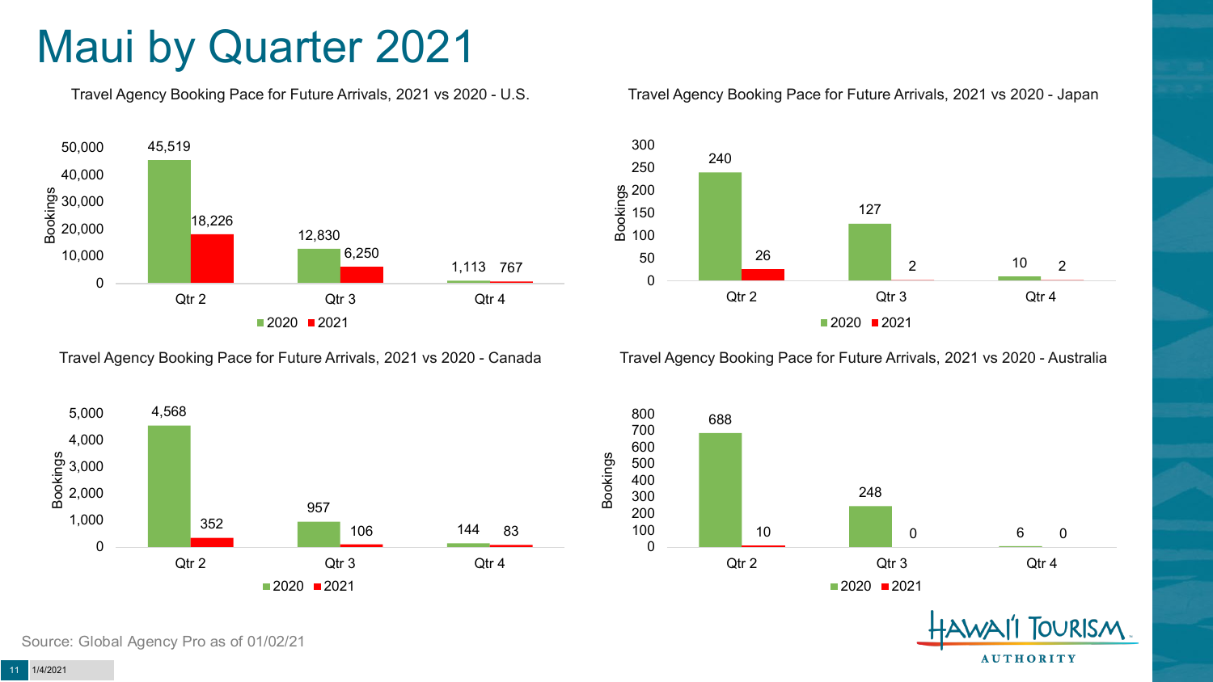# Maui by Quarter 2021

### Travel Agency Booking Pace for Future Arrivals, 2021 vs 2020 - U.S.

| Bookings | 2020 | 2021 |
|---|---|---|
| Qtr 2 | 45,519 | 18,226 |
| Qtr 3 | 12,830 | 6,250 |
| Qtr 4 | 1,113 | 767 |

### Travel Agency Booking Pace for Future Arrivals, 2021 vs 2020 - Japan

| Bookings | 2020 | 2021 |
|---|---|---|
| Qtr 2 | 240 | 26 |
| Qtr 3 | 127 | 2 |
| Qtr 4 | 10 | 2 |

### Travel Agency Booking Pace for Future Arrivals, 2021 vs 2020 - Canada

| Bookings | 2020 | 2021 |
|---|---|---|
| Qtr 2 | 4,568 | 352 |
| Qtr 3 | 957 | 106 |
| Qtr 4 | 144 | 83 |

### Travel Agency Booking Pace for Future Arrivals, 2021 vs 2020 - Australia

| Bookings | 2020 | 2021 |
|---|---|---|
| Qtr 2 | 688 | 10 |
| Qtr 3 | 248 | 0 |
| Qtr 4 | 6 | 0 |

Source: Global Agency Pro as of 01/02/21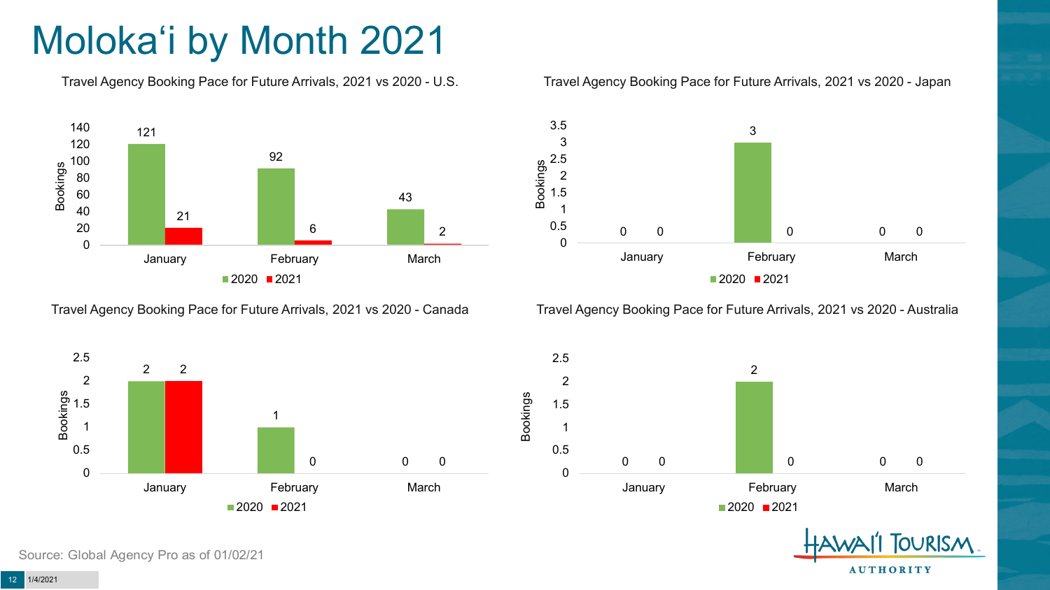# Moloka'i by Month 2021

### Travel Agency Booking Pace for Future Arrivals, 2021 vs 2020 - U.S.

| Month | 2020 | 2021 |
| --- | --- | --- |
| January | 121 | 21 |
| February | 92 | 6 |
| March | 43 | 2 |

### Travel Agency Booking Pace for Future Arrivals, 2021 vs 2020 - Japan

| Month | 2020 | 2021 |
| --- | --- | --- |
| January | 0 | 0 |
| February | 3 | 0 |
| March | 0 | 0 |

### Travel Agency Booking Pace for Future Arrivals, 2021 vs 2020 - Canada

| Month | 2020 | 2021 |
| --- | --- | --- |
| January | 2 | 2 |
| February | 1 | 0 |
| March | 0 | 0 |

### Travel Agency Booking Pace for Future Arrivals, 2021 vs 2020 - Australia

| Month | 2020 | 2021 |
| --- | --- | --- |
| January | 0 | 0 |
| February | 2 | 0 |
| March | 0 | 0 |

Source: Global Agency Pro as of 01/02/21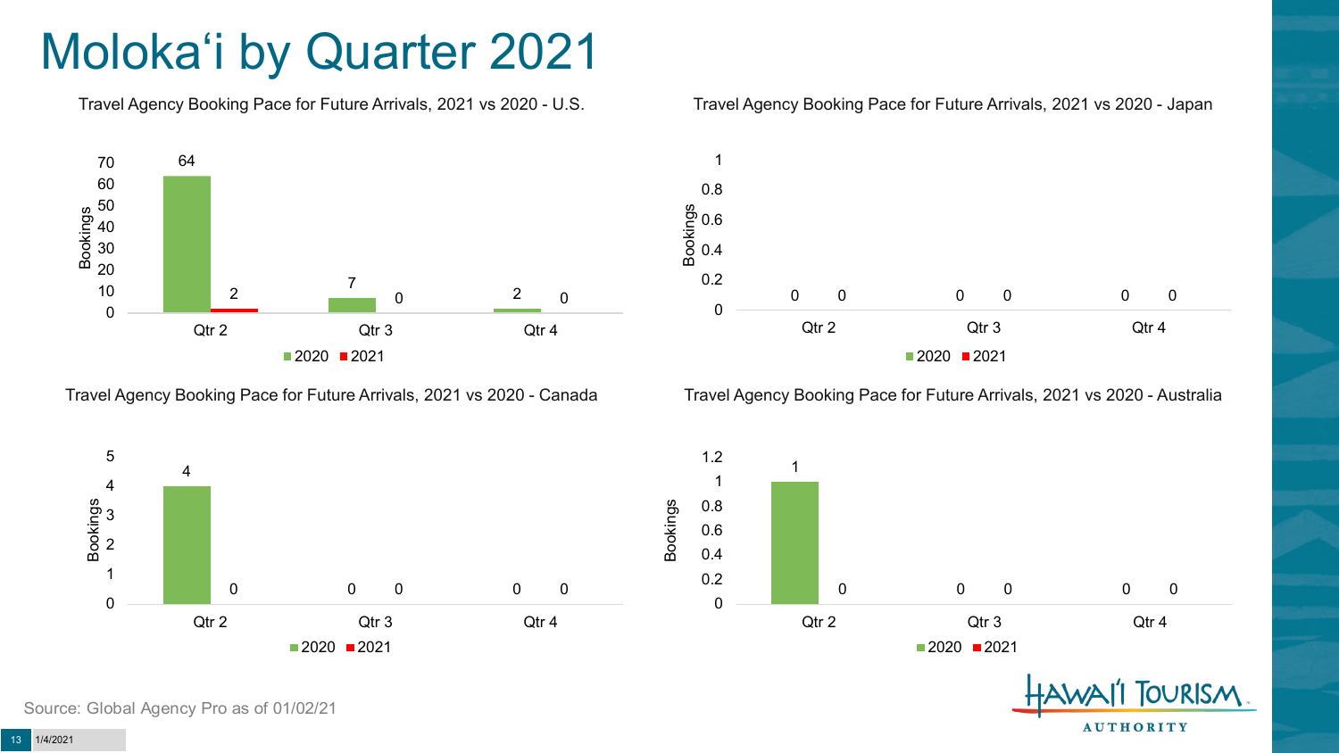# Molokaʻi by Quarter 2021

### Travel Agency Booking Pace for Future Arrivals, 2021 vs 2020 - U.S.

| Bookings | 2020 | 2021 |
|---|---|---|
| Qtr 2 | 64 | 2 |
| Qtr 3 | 7 | 0 |
| Qtr 4 | 2 | 0 |

### Travel Agency Booking Pace for Future Arrivals, 2021 vs 2020 - Japan

| Bookings | 2020 | 2021 |
|---|---|---|
| Qtr 2 | 0 | 0 |
| Qtr 3 | 0 | 0 |
| Qtr 4 | 0 | 0 |

### Travel Agency Booking Pace for Future Arrivals, 2021 vs 2020 - Canada

| Bookings | 2020 | 2021 |
|---|---|---|
| Qtr 2 | 4 | 0 |
| Qtr 3 | 0 | 0 |
| Qtr 4 | 0 | 0 |

### Travel Agency Booking Pace for Future Arrivals, 2021 vs 2020 - Australia

| Bookings | 2020 | 2021 |
|---|---|---|
| Qtr 2 | 1 | 0 |
| Qtr 3 | 0 | 0 |
| Qtr 4 | 0 | 0 |

Source: Global Agency Pro as of 01/02/21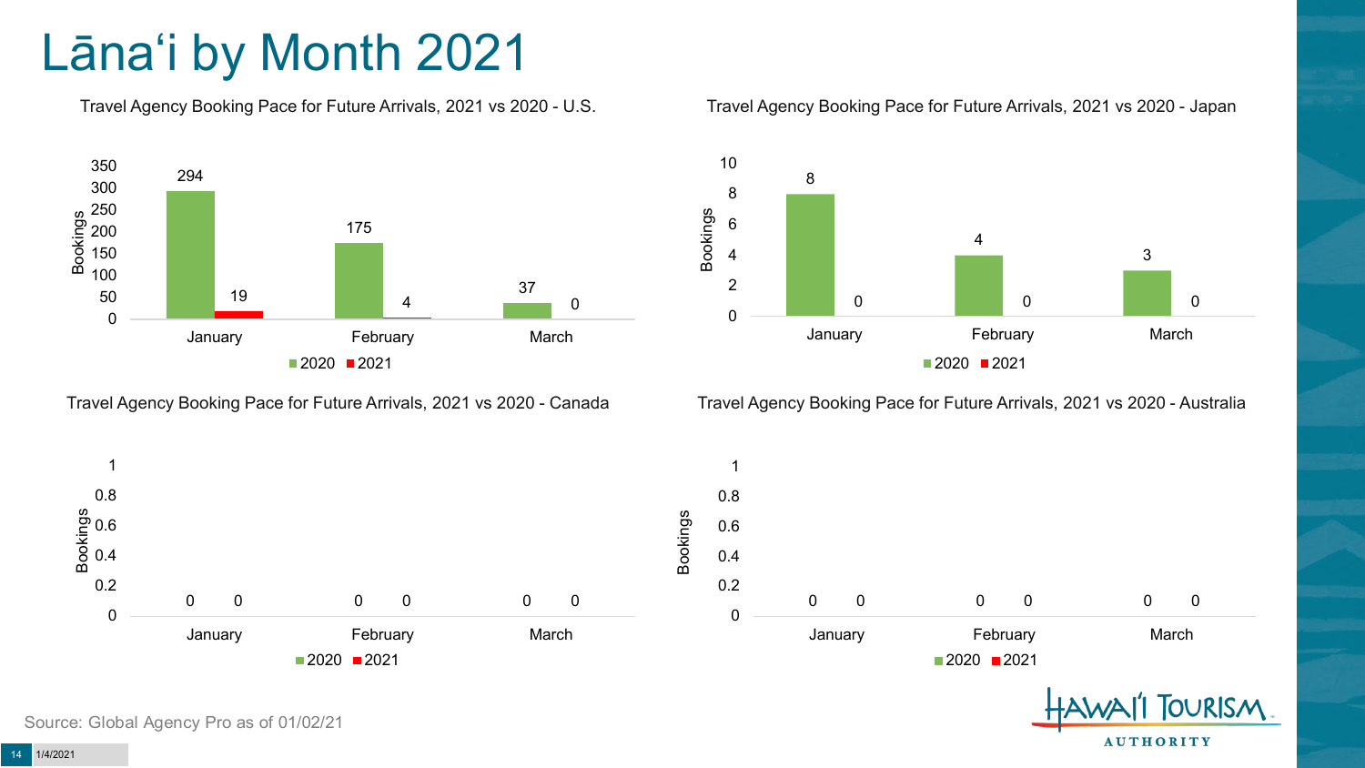# Lānaʻi by Month 2021

### Travel Agency Booking Pace for Future Arrivals, 2021 vs 2020 - U.S.

| Month | 2020 | 2021 |
|---|---|---|
| January | 294 | 19 |
| February | 175 | 4 |
| March | 37 | 0 |

### Travel Agency Booking Pace for Future Arrivals, 2021 vs 2020 - Japan

| Month | 2020 | 2021 |
|---|---|---|
| January | 8 | 0 |
| February | 4 | 0 |
| March | 3 | 0 |

### Travel Agency Booking Pace for Future Arrivals, 2021 vs 2020 - Canada

| Month | 2020 | 2021 |
|---|---|---|
| January | 0 | 0 |
| February | 0 | 0 |
| March | 0 | 0 |

### Travel Agency Booking Pace for Future Arrivals, 2021 vs 2020 - Australia

| Month | 2020 | 2021 |
|---|---|---|
| January | 0 | 0 |
| February | 0 | 0 |
| March | 0 | 0 |

Source: Global Agency Pro as of 01/02/21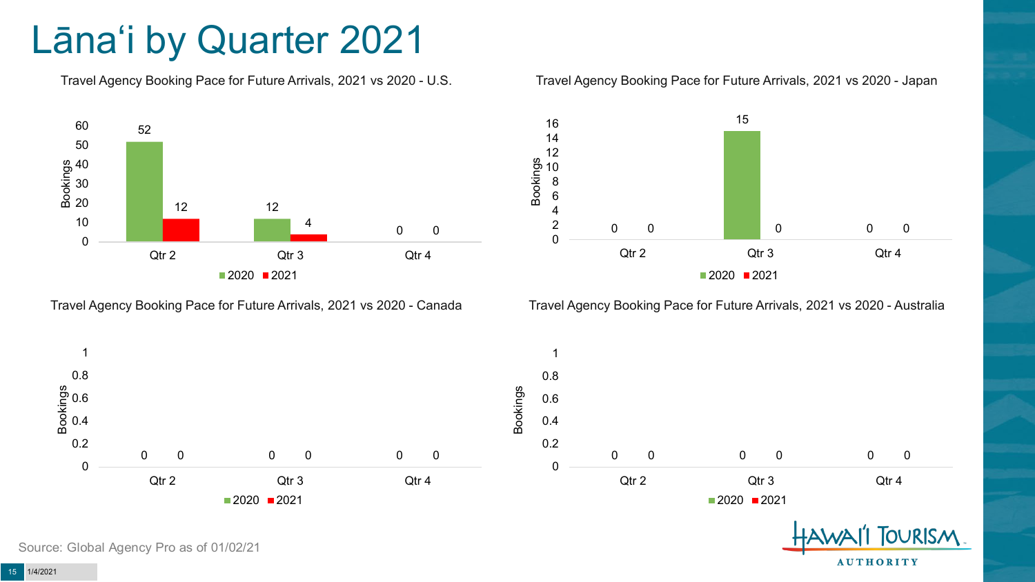# Lānaʻi by Quarter 2021

**Travel Agency Booking Pace for Future Arrivals, 2021 vs 2020 - U.S.**

| Quarter | 2020 | 2021 |
|---|---|---|
| Qtr 2 | 52 | 12 |
| Qtr 3 | 12 | 4 |
| Qtr 4 | 0 | 0 |

**Travel Agency Booking Pace for Future Arrivals, 2021 vs 2020 - Japan**

| Quarter | 2020 | 2021 |
|---|---|---|
| Qtr 2 | 0 | 0 |
| Qtr 3 | 15 | 0 |
| Qtr 4 | 0 | 0 |

**Travel Agency Booking Pace for Future Arrivals, 2021 vs 2020 - Canada**

| Quarter | 2020 | 2021 |
|---|---|---|
| Qtr 2 | 0 | 0 |
| Qtr 3 | 0 | 0 |
| Qtr 4 | 0 | 0 |

**Travel Agency Booking Pace for Future Arrivals, 2021 vs 2020 - Australia**

| Quarter | 2020 | 2021 |
|---|---|---|
| Qtr 2 | 0 | 0 |
| Qtr 3 | 0 | 0 |
| Qtr 4 | 0 | 0 |

Source: Global Agency Pro as of 01/02/21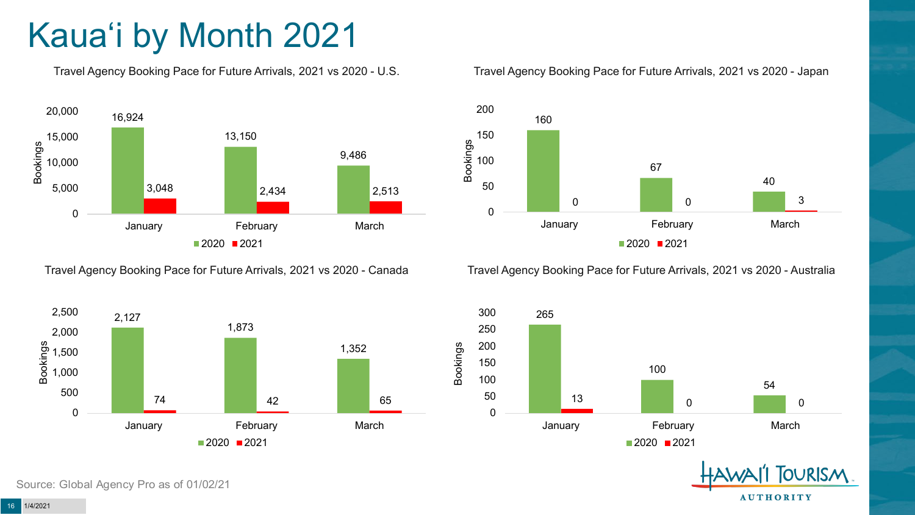# Kauaʻi by Month 2021

### Travel Agency Booking Pace for Future Arrivals, 2021 vs 2020 - U.S.

| Month | 2020 | 2021 |
| --- | --- | --- |
| January | 16,924 | 3,048 |
| February | 13,150 | 2,434 |
| March | 9,486 | 2,513 |

### Travel Agency Booking Pace for Future Arrivals, 2021 vs 2020 - Japan

| Month | 2020 | 2021 |
| --- | --- | --- |
| January | 160 | 0 |
| February | 67 | 0 |
| March | 40 | 3 |

### Travel Agency Booking Pace for Future Arrivals, 2021 vs 2020 - Canada

| Month | 2020 | 2021 |
| --- | --- | --- |
| January | 2,127 | 74 |
| February | 1,873 | 42 |
| March | 1,352 | 65 |

### Travel Agency Booking Pace for Future Arrivals, 2021 vs 2020 - Australia

| Month | 2020 | 2021 |
| --- | --- | --- |
| January | 265 | 13 |
| February | 100 | 0 |
| March | 54 | 0 |

Source: Global Agency Pro as of 01/02/21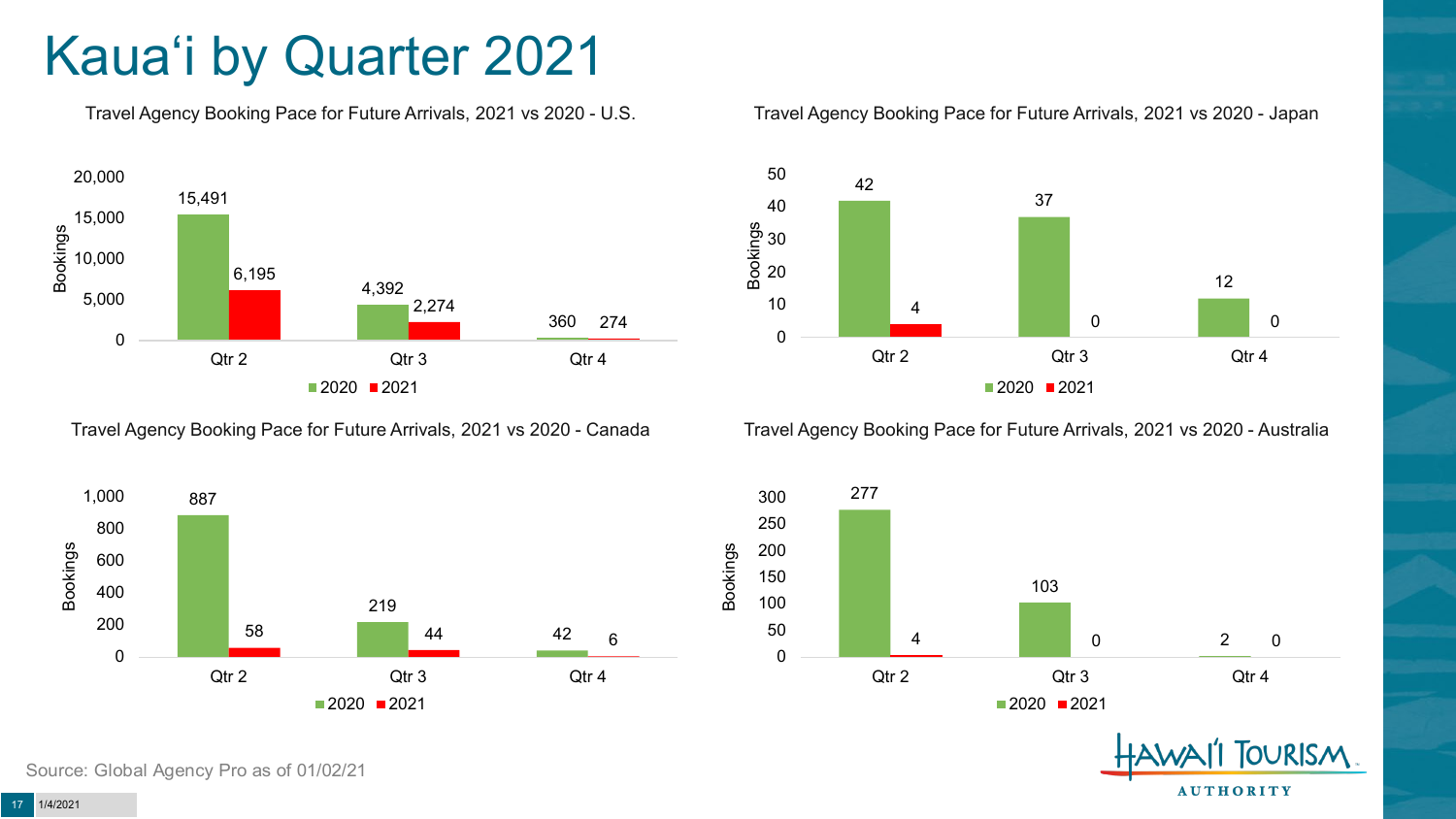# Kaua'i by Quarter 2021

### Travel Agency Booking Pace for Future Arrivals, 2021 vs 2020 - U.S.

| | 2020 | 2021 |
|---|---|---|
| Qtr 2 | 15,491 | 6,195 |
| Qtr 3 | 4,392 | 2,274 |
| Qtr 4 | 360 | 274 |

### Travel Agency Booking Pace for Future Arrivals, 2021 vs 2020 - Japan

| | 2020 | 2021 |
|---|---|---|
| Qtr 2 | 42 | 4 |
| Qtr 3 | 37 | 0 |
| Qtr 4 | 12 | 0 |

### Travel Agency Booking Pace for Future Arrivals, 2021 vs 2020 - Canada

| | 2020 | 2021 |
|---|---|---|
| Qtr 2 | 887 | 58 |
| Qtr 3 | 219 | 44 |
| Qtr 4 | 42 | 6 |

### Travel Agency Booking Pace for Future Arrivals, 2021 vs 2020 - Australia

| | 2020 | 2021 |
|---|---|---|
| Qtr 2 | 277 | 4 |
| Qtr 3 | 103 | 0 |
| Qtr 4 | 2 | 0 |

Source: Global Agency Pro as of 01/02/21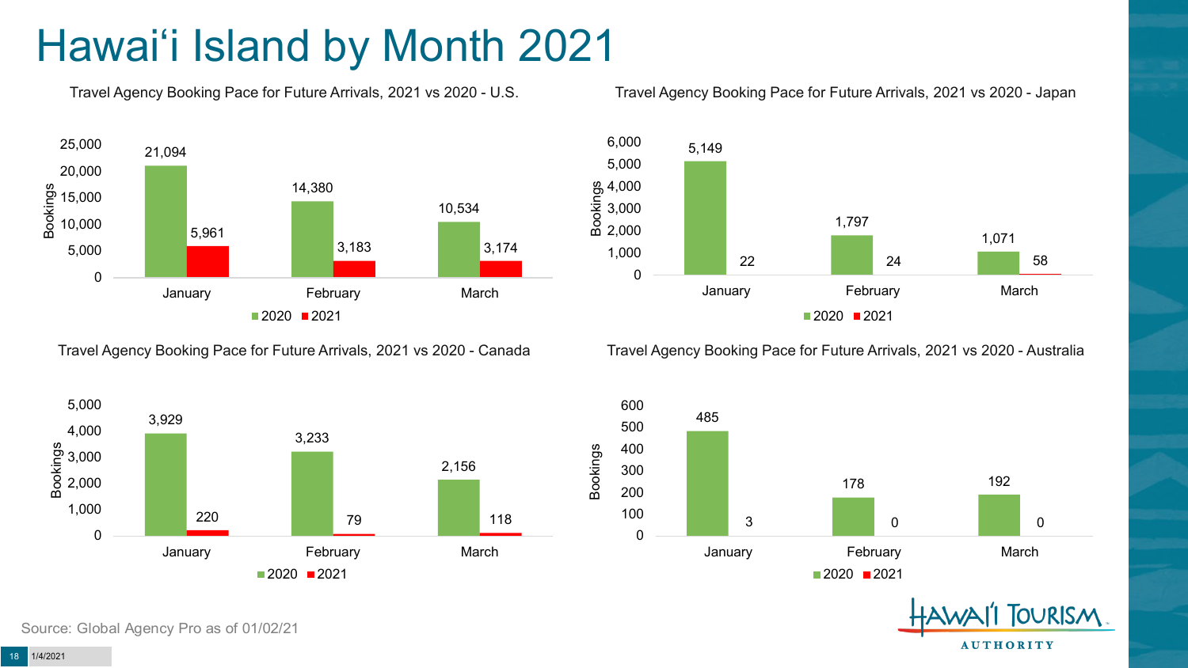# Hawai'i Island by Month 2021

### Travel Agency Booking Pace for Future Arrivals, 2021 vs 2020 - U.S.

| Month | 2020 | 2021 |
|---|---|---|
| January | 21,094 | 5,961 |
| February | 14,380 | 3,183 |
| March | 10,534 | 3,174 |

### Travel Agency Booking Pace for Future Arrivals, 2021 vs 2020 - Japan

| Month | 2020 | 2021 |
|---|---|---|
| January | 5,149 | 22 |
| February | 1,797 | 24 |
| March | 1,071 | 58 |

### Travel Agency Booking Pace for Future Arrivals, 2021 vs 2020 - Canada

| Month | 2020 | 2021 |
|---|---|---|
| January | 3,929 | 220 |
| February | 3,233 | 79 |
| March | 2,156 | 118 |

### Travel Agency Booking Pace for Future Arrivals, 2021 vs 2020 - Australia

| Month | 2020 | 2021 |
|---|---|---|
| January | 485 | 3 |
| February | 178 | 0 |
| March | 192 | 0 |

Source: Global Agency Pro as of 01/02/21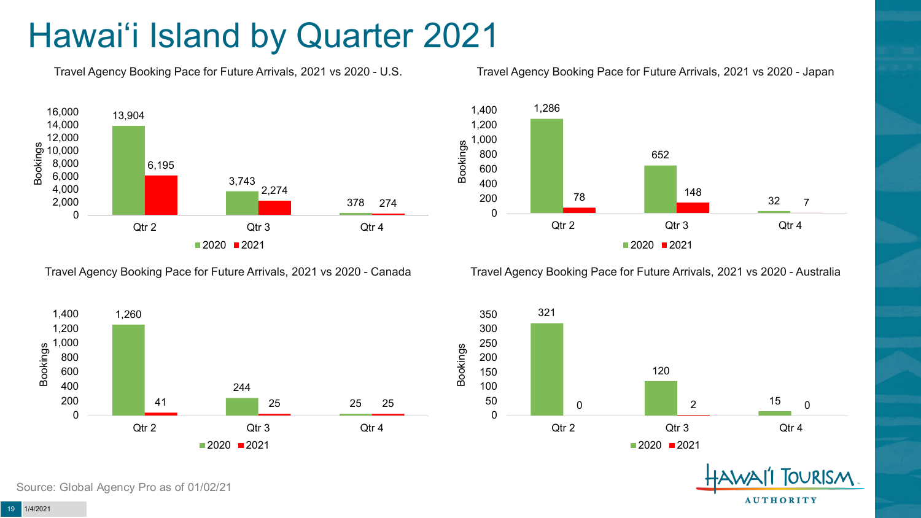# Hawai'i Island by Quarter 2021

Travel Agency Booking Pace for Future Arrivals, 2021 vs 2020 - U.S.

Bookings

16,000
14,000
12,000
10,000
8,000
6,000
4,000
2,000
0

13,904
6,195
3,743
2,274
378
274

Qtr 2
Qtr 3
Qtr 4

2020 2021

Travel Agency Booking Pace for Future Arrivals, 2021 vs 2020 - Japan

Bookings

1,400
1,200
1,000
800
600
400
200
0

1,286
78
652
148
32
7

Qtr 2
Qtr 3
Qtr 4

2020 2021

Travel Agency Booking Pace for Future Arrivals, 2021 vs 2020 - Canada

Bookings

1,400
1,200
1,000
800
600
400
200
0

1,260
41
244
25
25
25

Qtr 2
Qtr 3
Qtr 4

2020 2021

Travel Agency Booking Pace for Future Arrivals, 2021 vs 2020 - Australia

Bookings

350
300
250
200
150
100
50
0

321
0
120
2
15
0

Qtr 2
Qtr 3
Qtr 4

2020 2021

Source: Global Agency Pro as of 01/02/21

HAWAI'I TOURISM AUTHORITY

1/4/2021